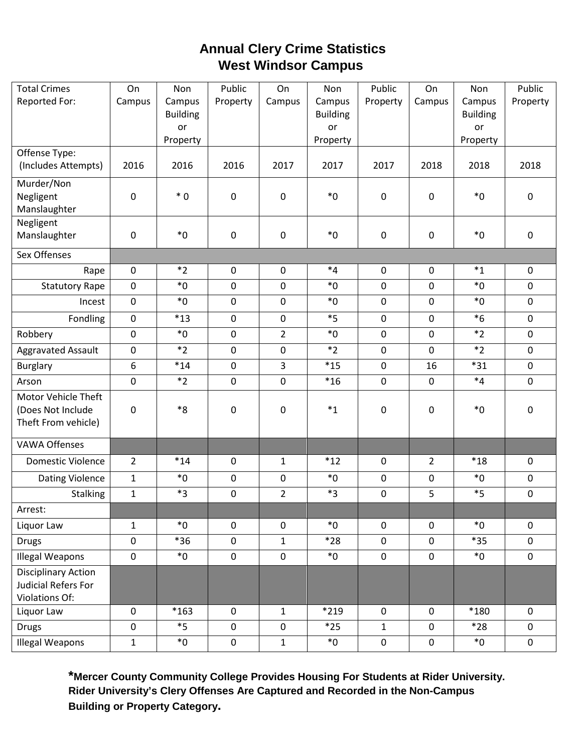# Annual Clery Crime Statistics
## West Windsor Campus

| Total Crimes Reported For: | On Campus | Non Campus Building or Property | Public Property | On Campus | Non Campus Building or Property | Public Property | On Campus | Non Campus Building or Property | Public Property |
|---|---|---|---|---|---|---|---|---|---|
| Offense Type: (Includes Attempts) | 2016 | 2016 | 2016 | 2017 | 2017 | 2017 | 2018 | 2018 | 2018 |
| Murder/Non Negligent Manslaughter | 0 | * 0 | 0 | 0 | *0 | 0 | 0 | *0 | 0 |
| Negligent Manslaughter | 0 | *0 | 0 | 0 | *0 | 0 | 0 | *0 | 0 |
| Sex Offenses | | | | | | | | | |
| Rape | 0 | *2 | 0 | 0 | *4 | 0 | 0 | *1 | 0 |
| Statutory Rape | 0 | *0 | 0 | 0 | *0 | 0 | 0 | *0 | 0 |
| Incest | 0 | *0 | 0 | 0 | *0 | 0 | 0 | *0 | 0 |
| Fondling | 0 | *13 | 0 | 0 | *5 | 0 | 0 | *6 | 0 |
| Robbery | 0 | *0 | 0 | 2 | *0 | 0 | 0 | *2 | 0 |
| Aggravated Assault | 0 | *2 | 0 | 0 | *2 | 0 | 0 | *2 | 0 |
| Burglary | 6 | *14 | 0 | 3 | *15 | 0 | 16 | *31 | 0 |
| Arson | 0 | *2 | 0 | 0 | *16 | 0 | 0 | *4 | 0 |
| Motor Vehicle Theft (Does Not Include Theft From vehicle) | 0 | *8 | 0 | 0 | *1 | 0 | 0 | *0 | 0 |
| VAWA Offenses | | | | | | | | | |
| Domestic Violence | 2 | *14 | 0 | 1 | *12 | 0 | 2 | *18 | 0 |
| Dating Violence | 1 | *0 | 0 | 0 | *0 | 0 | 0 | *0 | 0 |
| Stalking | 1 | *3 | 0 | 2 | *3 | 0 | 5 | *5 | 0 |
| Arrest: | | | | | | | | | |
| Liquor Law | 1 | *0 | 0 | 0 | *0 | 0 | 0 | *0 | 0 |
| Drugs | 0 | *36 | 0 | 1 | *28 | 0 | 0 | *35 | 0 |
| Illegal Weapons | 0 | *0 | 0 | 0 | *0 | 0 | 0 | *0 | 0 |
| Disciplinary Action Judicial Refers For Violations Of: | | | | | | | | | |
| Liquor Law | 0 | *163 | 0 | 1 | *219 | 0 | 0 | *180 | 0 |
| Drugs | 0 | *5 | 0 | 0 | *25 | 1 | 0 | *28 | 0 |
| Illegal Weapons | 1 | *0 | 0 | 1 | *0 | 0 | 0 | *0 | 0 |

***Mercer County Community College Provides Housing For Students at Rider University. Rider University's Clery Offenses Are Captured and Recorded in the Non-Campus Building or Property Category.**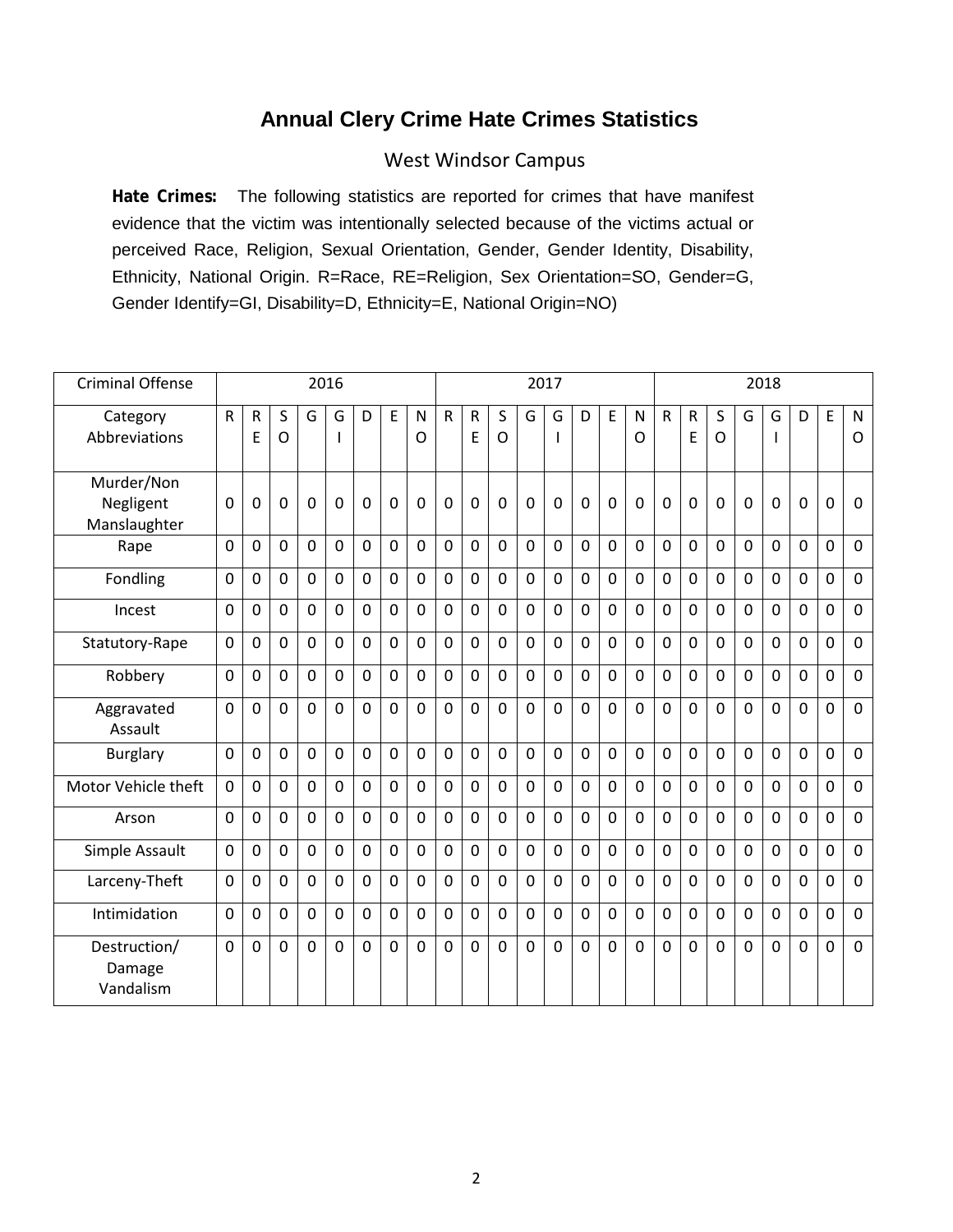# Annual Clery Crime Hate Crimes Statistics

## West Windsor Campus

**Hate Crimes:** The following statistics are reported for crimes that have manifest evidence that the victim was intentionally selected because of the victims actual or perceived Race, Religion, Sexual Orientation, Gender, Gender Identity, Disability, Ethnicity, National Origin. R=Race, RE=Religion, Sex Orientation=SO, Gender=G, Gender Identify=GI, Disability=D, Ethnicity=E, National Origin=NO)

| Criminal Offense | 2016 | | | | | | | | 2017 | | | | | | | | 2018 | | | | | | | |
|---|---|---|---|---|---|---|---|---|---|---|---|---|---|---|---|---|---|---|---|---|---|---|---|---|
| Category Abbreviations | R | RE | SO | G | GI | D | E | NO | R | RE | SO | G | GI | D | E | NO | R | RE | SO | G | GI | D | E | NO |
| Murder/Non Negligent Manslaughter | 0 | 0 | 0 | 0 | 0 | 0 | 0 | 0 | 0 | 0 | 0 | 0 | 0 | 0 | 0 | 0 | 0 | 0 | 0 | 0 | 0 | 0 | 0 | 0 |
| Rape | 0 | 0 | 0 | 0 | 0 | 0 | 0 | 0 | 0 | 0 | 0 | 0 | 0 | 0 | 0 | 0 | 0 | 0 | 0 | 0 | 0 | 0 | 0 | 0 |
| Fondling | 0 | 0 | 0 | 0 | 0 | 0 | 0 | 0 | 0 | 0 | 0 | 0 | 0 | 0 | 0 | 0 | 0 | 0 | 0 | 0 | 0 | 0 | 0 | 0 |
| Incest | 0 | 0 | 0 | 0 | 0 | 0 | 0 | 0 | 0 | 0 | 0 | 0 | 0 | 0 | 0 | 0 | 0 | 0 | 0 | 0 | 0 | 0 | 0 | 0 |
| Statutory-Rape | 0 | 0 | 0 | 0 | 0 | 0 | 0 | 0 | 0 | 0 | 0 | 0 | 0 | 0 | 0 | 0 | 0 | 0 | 0 | 0 | 0 | 0 | 0 | 0 |
| Robbery | 0 | 0 | 0 | 0 | 0 | 0 | 0 | 0 | 0 | 0 | 0 | 0 | 0 | 0 | 0 | 0 | 0 | 0 | 0 | 0 | 0 | 0 | 0 | 0 |
| Aggravated Assault | 0 | 0 | 0 | 0 | 0 | 0 | 0 | 0 | 0 | 0 | 0 | 0 | 0 | 0 | 0 | 0 | 0 | 0 | 0 | 0 | 0 | 0 | 0 | 0 |
| Burglary | 0 | 0 | 0 | 0 | 0 | 0 | 0 | 0 | 0 | 0 | 0 | 0 | 0 | 0 | 0 | 0 | 0 | 0 | 0 | 0 | 0 | 0 | 0 | 0 |
| Motor Vehicle theft | 0 | 0 | 0 | 0 | 0 | 0 | 0 | 0 | 0 | 0 | 0 | 0 | 0 | 0 | 0 | 0 | 0 | 0 | 0 | 0 | 0 | 0 | 0 | 0 |
| Arson | 0 | 0 | 0 | 0 | 0 | 0 | 0 | 0 | 0 | 0 | 0 | 0 | 0 | 0 | 0 | 0 | 0 | 0 | 0 | 0 | 0 | 0 | 0 | 0 |
| Simple Assault | 0 | 0 | 0 | 0 | 0 | 0 | 0 | 0 | 0 | 0 | 0 | 0 | 0 | 0 | 0 | 0 | 0 | 0 | 0 | 0 | 0 | 0 | 0 | 0 |
| Larceny-Theft | 0 | 0 | 0 | 0 | 0 | 0 | 0 | 0 | 0 | 0 | 0 | 0 | 0 | 0 | 0 | 0 | 0 | 0 | 0 | 0 | 0 | 0 | 0 | 0 |
| Intimidation | 0 | 0 | 0 | 0 | 0 | 0 | 0 | 0 | 0 | 0 | 0 | 0 | 0 | 0 | 0 | 0 | 0 | 0 | 0 | 0 | 0 | 0 | 0 | 0 |
| Destruction/ Damage Vandalism | 0 | 0 | 0 | 0 | 0 | 0 | 0 | 0 | 0 | 0 | 0 | 0 | 0 | 0 | 0 | 0 | 0 | 0 | 0 | 0 | 0 | 0 | 0 | 0 |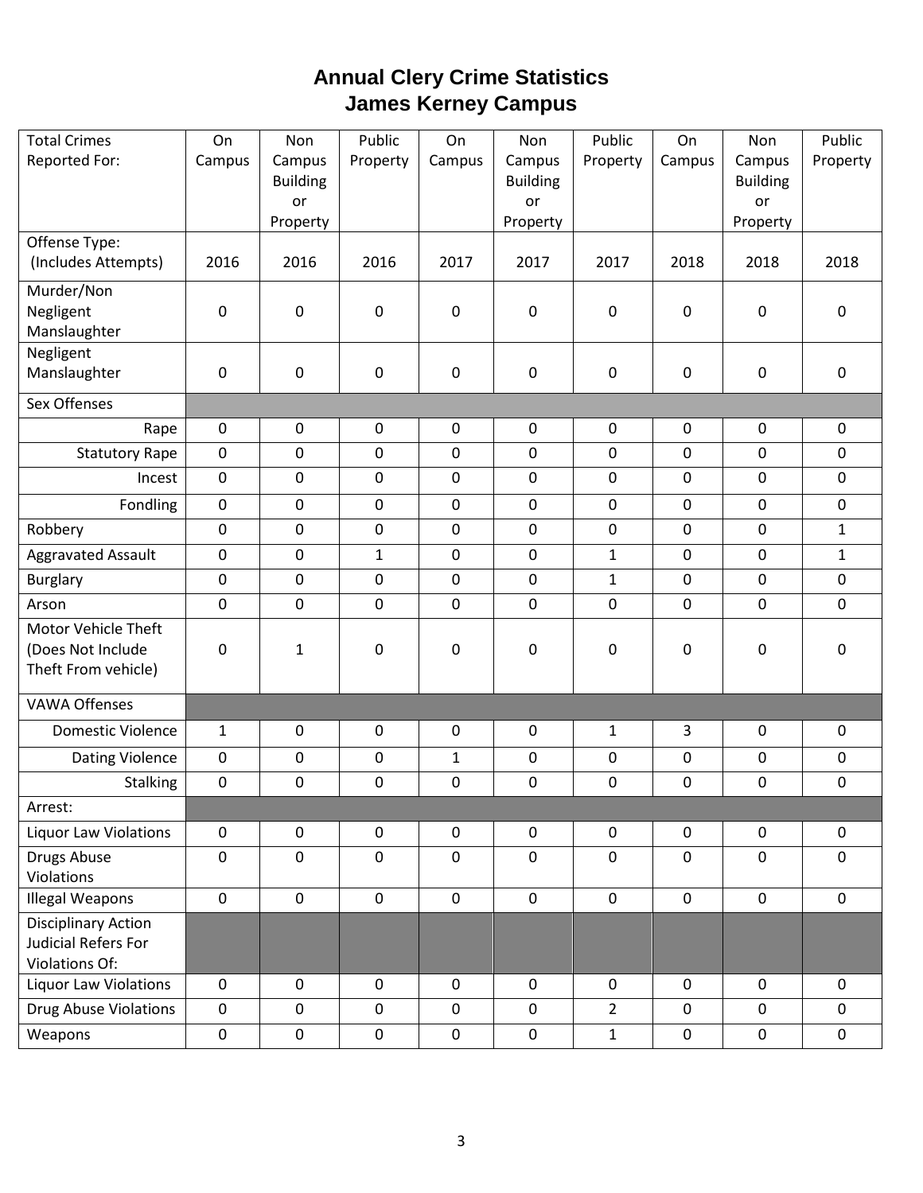# Annual Clery Crime Statistics
## James Kerney Campus

| Total Crimes Reported For: | On Campus | Non Campus Building or Property | Public Property | On Campus | Non Campus Building or Property | Public Property | On Campus | Non Campus Building or Property | Public Property |
|---|---|---|---|---|---|---|---|---|---|
| Offense Type: (Includes Attempts) | 2016 | 2016 | 2016 | 2017 | 2017 | 2017 | 2018 | 2018 | 2018 |
| Murder/Non Negligent Manslaughter | 0 | 0 | 0 | 0 | 0 | 0 | 0 | 0 | 0 |
| Negligent Manslaughter | 0 | 0 | 0 | 0 | 0 | 0 | 0 | 0 | 0 |
| Sex Offenses | | | | | | | | | |
| Rape | 0 | 0 | 0 | 0 | 0 | 0 | 0 | 0 | 0 |
| Statutory Rape | 0 | 0 | 0 | 0 | 0 | 0 | 0 | 0 | 0 |
| Incest | 0 | 0 | 0 | 0 | 0 | 0 | 0 | 0 | 0 |
| Fondling | 0 | 0 | 0 | 0 | 0 | 0 | 0 | 0 | 0 |
| Robbery | 0 | 0 | 0 | 0 | 0 | 0 | 0 | 0 | 1 |
| Aggravated Assault | 0 | 0 | 1 | 0 | 0 | 1 | 0 | 0 | 1 |
| Burglary | 0 | 0 | 0 | 0 | 0 | 1 | 0 | 0 | 0 |
| Arson | 0 | 0 | 0 | 0 | 0 | 0 | 0 | 0 | 0 |
| Motor Vehicle Theft (Does Not Include Theft From vehicle) | 0 | 1 | 0 | 0 | 0 | 0 | 0 | 0 | 0 |
| VAWA Offenses | | | | | | | | | |
| Domestic Violence | 1 | 0 | 0 | 0 | 0 | 1 | 3 | 0 | 0 |
| Dating Violence | 0 | 0 | 0 | 1 | 0 | 0 | 0 | 0 | 0 |
| Stalking | 0 | 0 | 0 | 0 | 0 | 0 | 0 | 0 | 0 |
| Arrest: | | | | | | | | | |
| Liquor Law Violations | 0 | 0 | 0 | 0 | 0 | 0 | 0 | 0 | 0 |
| Drugs Abuse Violations | 0 | 0 | 0 | 0 | 0 | 0 | 0 | 0 | 0 |
| Illegal Weapons | 0 | 0 | 0 | 0 | 0 | 0 | 0 | 0 | 0 |
| Disciplinary Action Judicial Refers For Violations Of: | | | | | | | | | |
| Liquor Law Violations | 0 | 0 | 0 | 0 | 0 | 0 | 0 | 0 | 0 |
| Drug Abuse Violations | 0 | 0 | 0 | 0 | 0 | 2 | 0 | 0 | 0 |
| Weapons | 0 | 0 | 0 | 0 | 0 | 1 | 0 | 0 | 0 |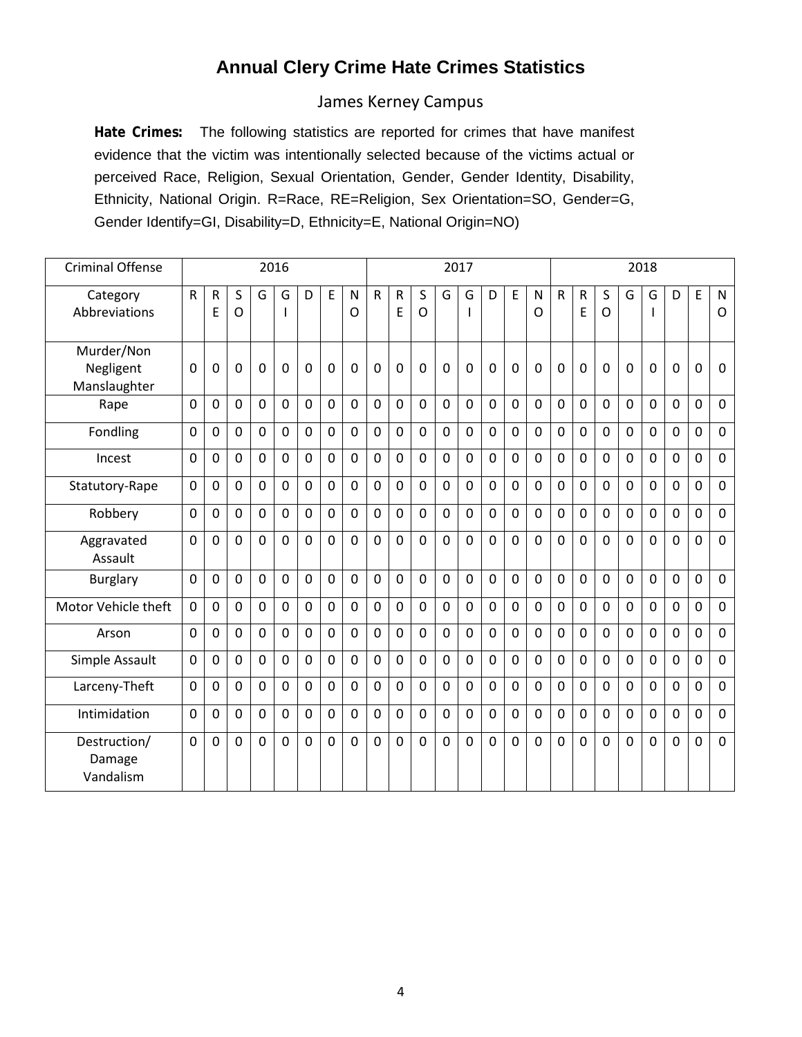# Annual Clery Crime Hate Crimes Statistics

## James Kerney Campus

**Hate Crimes:** The following statistics are reported for crimes that have manifest evidence that the victim was intentionally selected because of the victims actual or perceived Race, Religion, Sexual Orientation, Gender, Gender Identity, Disability, Ethnicity, National Origin. R=Race, RE=Religion, Sex Orientation=SO, Gender=G, Gender Identify=GI, Disability=D, Ethnicity=E, National Origin=NO)

| Criminal Offense | 2016 | | | | | | | | 2017 | | | | | | | | 2018 | | | | | | | |
|---|---|---|---|---|---|---|---|---|---|---|---|---|---|---|---|---|---|---|---|---|---|---|---|---|
| Category Abbreviations | R | RE | SO | G | GI | D | E | NO | R | RE | SO | G | GI | D | E | NO | R | RE | SO | G | GI | D | E | NO |
| Murder/Non Negligent Manslaughter | 0 | 0 | 0 | 0 | 0 | 0 | 0 | 0 | 0 | 0 | 0 | 0 | 0 | 0 | 0 | 0 | 0 | 0 | 0 | 0 | 0 | 0 | 0 | 0 |
| Rape | 0 | 0 | 0 | 0 | 0 | 0 | 0 | 0 | 0 | 0 | 0 | 0 | 0 | 0 | 0 | 0 | 0 | 0 | 0 | 0 | 0 | 0 | 0 | 0 |
| Fondling | 0 | 0 | 0 | 0 | 0 | 0 | 0 | 0 | 0 | 0 | 0 | 0 | 0 | 0 | 0 | 0 | 0 | 0 | 0 | 0 | 0 | 0 | 0 | 0 |
| Incest | 0 | 0 | 0 | 0 | 0 | 0 | 0 | 0 | 0 | 0 | 0 | 0 | 0 | 0 | 0 | 0 | 0 | 0 | 0 | 0 | 0 | 0 | 0 | 0 |
| Statutory-Rape | 0 | 0 | 0 | 0 | 0 | 0 | 0 | 0 | 0 | 0 | 0 | 0 | 0 | 0 | 0 | 0 | 0 | 0 | 0 | 0 | 0 | 0 | 0 | 0 |
| Robbery | 0 | 0 | 0 | 0 | 0 | 0 | 0 | 0 | 0 | 0 | 0 | 0 | 0 | 0 | 0 | 0 | 0 | 0 | 0 | 0 | 0 | 0 | 0 | 0 |
| Aggravated Assault | 0 | 0 | 0 | 0 | 0 | 0 | 0 | 0 | 0 | 0 | 0 | 0 | 0 | 0 | 0 | 0 | 0 | 0 | 0 | 0 | 0 | 0 | 0 | 0 |
| Burglary | 0 | 0 | 0 | 0 | 0 | 0 | 0 | 0 | 0 | 0 | 0 | 0 | 0 | 0 | 0 | 0 | 0 | 0 | 0 | 0 | 0 | 0 | 0 | 0 |
| Motor Vehicle theft | 0 | 0 | 0 | 0 | 0 | 0 | 0 | 0 | 0 | 0 | 0 | 0 | 0 | 0 | 0 | 0 | 0 | 0 | 0 | 0 | 0 | 0 | 0 | 0 |
| Arson | 0 | 0 | 0 | 0 | 0 | 0 | 0 | 0 | 0 | 0 | 0 | 0 | 0 | 0 | 0 | 0 | 0 | 0 | 0 | 0 | 0 | 0 | 0 | 0 |
| Simple Assault | 0 | 0 | 0 | 0 | 0 | 0 | 0 | 0 | 0 | 0 | 0 | 0 | 0 | 0 | 0 | 0 | 0 | 0 | 0 | 0 | 0 | 0 | 0 | 0 |
| Larceny-Theft | 0 | 0 | 0 | 0 | 0 | 0 | 0 | 0 | 0 | 0 | 0 | 0 | 0 | 0 | 0 | 0 | 0 | 0 | 0 | 0 | 0 | 0 | 0 | 0 |
| Intimidation | 0 | 0 | 0 | 0 | 0 | 0 | 0 | 0 | 0 | 0 | 0 | 0 | 0 | 0 | 0 | 0 | 0 | 0 | 0 | 0 | 0 | 0 | 0 | 0 |
| Destruction/ Damage Vandalism | 0 | 0 | 0 | 0 | 0 | 0 | 0 | 0 | 0 | 0 | 0 | 0 | 0 | 0 | 0 | 0 | 0 | 0 | 0 | 0 | 0 | 0 | 0 | 0 |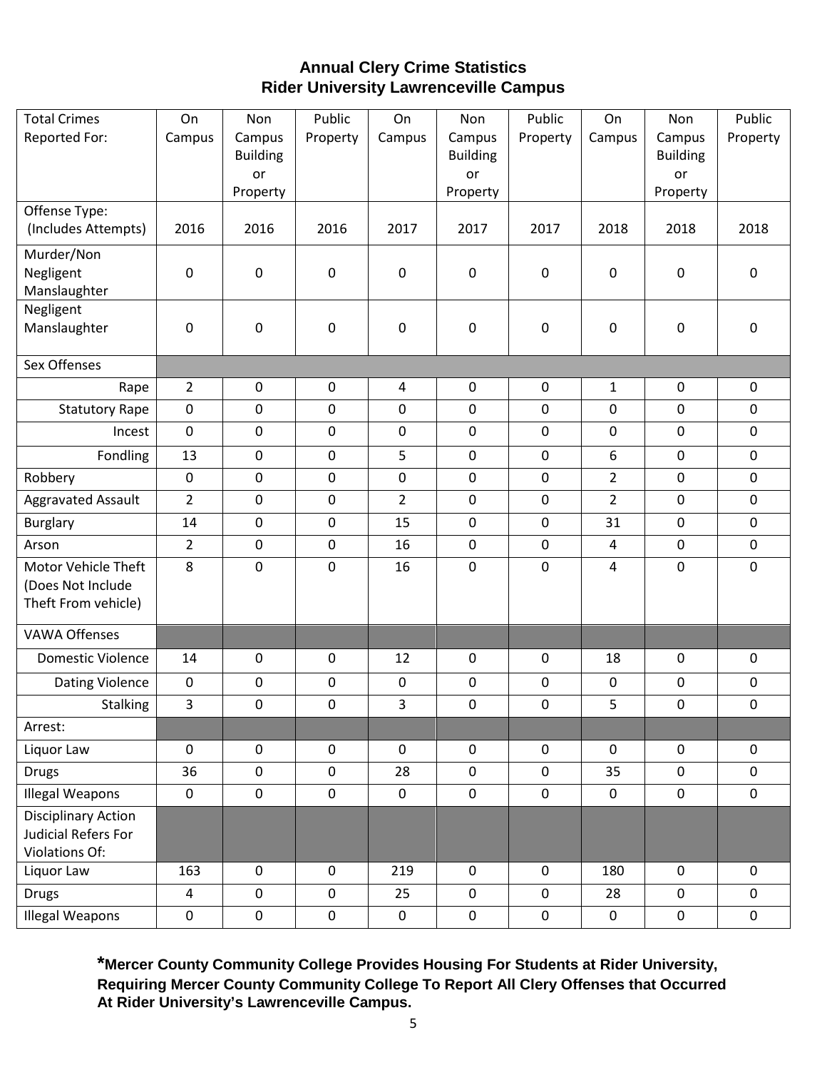# Annual Clery Crime Statistics
## Rider University Lawrenceville Campus

| Total Crimes Reported For: | On Campus | Non Campus Building or Property | Public Property | On Campus | Non Campus Building or Property | Public Property | On Campus | Non Campus Building or Property | Public Property |
|---|---|---|---|---|---|---|---|---|---|
| Offense Type: (Includes Attempts) | 2016 | 2016 | 2016 | 2017 | 2017 | 2017 | 2018 | 2018 | 2018 |
| Murder/Non Negligent Manslaughter | 0 | 0 | 0 | 0 | 0 | 0 | 0 | 0 | 0 |
| Negligent Manslaughter | 0 | 0 | 0 | 0 | 0 | 0 | 0 | 0 | 0 |
| Sex Offenses | | | | | | | | | |
| Rape | 2 | 0 | 0 | 4 | 0 | 0 | 1 | 0 | 0 |
| Statutory Rape | 0 | 0 | 0 | 0 | 0 | 0 | 0 | 0 | 0 |
| Incest | 0 | 0 | 0 | 0 | 0 | 0 | 0 | 0 | 0 |
| Fondling | 13 | 0 | 0 | 5 | 0 | 0 | 6 | 0 | 0 |
| Robbery | 0 | 0 | 0 | 0 | 0 | 0 | 2 | 0 | 0 |
| Aggravated Assault | 2 | 0 | 0 | 2 | 0 | 0 | 2 | 0 | 0 |
| Burglary | 14 | 0 | 0 | 15 | 0 | 0 | 31 | 0 | 0 |
| Arson | 2 | 0 | 0 | 16 | 0 | 0 | 4 | 0 | 0 |
| Motor Vehicle Theft (Does Not Include Theft From vehicle) | 8 | 0 | 0 | 16 | 0 | 0 | 4 | 0 | 0 |
| VAWA Offenses | | | | | | | | | |
| Domestic Violence | 14 | 0 | 0 | 12 | 0 | 0 | 18 | 0 | 0 |
| Dating Violence | 0 | 0 | 0 | 0 | 0 | 0 | 0 | 0 | 0 |
| Stalking | 3 | 0 | 0 | 3 | 0 | 0 | 5 | 0 | 0 |
| Arrest: | | | | | | | | | |
| Liquor Law | 0 | 0 | 0 | 0 | 0 | 0 | 0 | 0 | 0 |
| Drugs | 36 | 0 | 0 | 28 | 0 | 0 | 35 | 0 | 0 |
| Illegal Weapons | 0 | 0 | 0 | 0 | 0 | 0 | 0 | 0 | 0 |
| Disciplinary Action Judicial Refers For Violations Of: | | | | | | | | | |
| Liquor Law | 163 | 0 | 0 | 219 | 0 | 0 | 180 | 0 | 0 |
| Drugs | 4 | 0 | 0 | 25 | 0 | 0 | 28 | 0 | 0 |
| Illegal Weapons | 0 | 0 | 0 | 0 | 0 | 0 | 0 | 0 | 0 |

**\*Mercer County Community College Provides Housing For Students at Rider University, Requiring Mercer County Community College To Report All Clery Offenses that Occurred At Rider University's Lawrenceville Campus.**